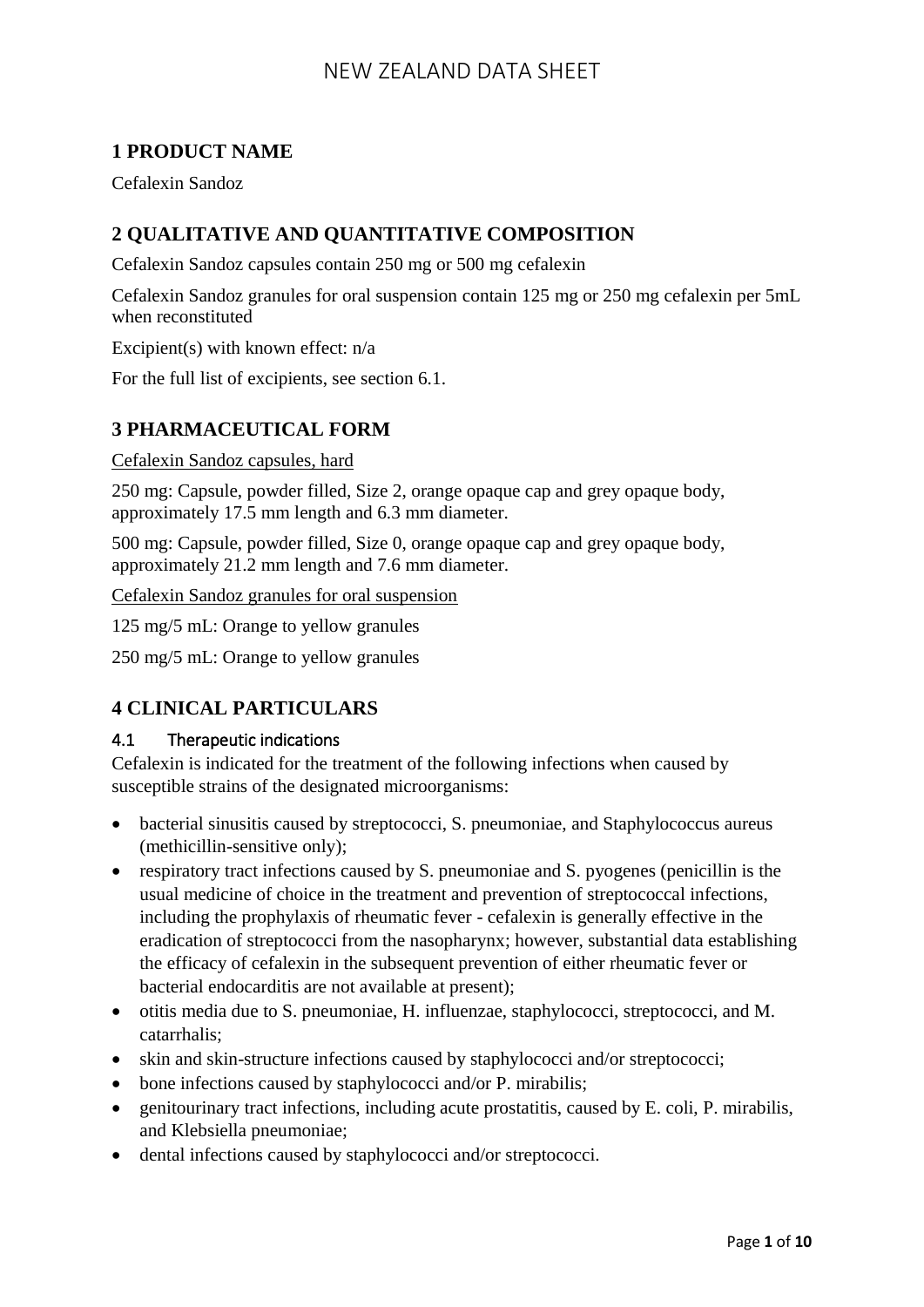# NEW ZEALAND DATA SHEET

## 1 PRODUCT NAME

Cefalexin Sandoz

## 2 QUALITATIVE AND QUANTITATIVE COMPOSITION

Cefalexin Sandoz capsules contain 250 mg or 500 mg cefalexin

Cefalexin Sandoz granules for oral suspension contain 125 mg or 250 mg cefalexin per 5mL when reconstituted

Excipient(s) with known effect: n/a

For the full list of excipients, see section 6.1.

## 3 PHARMACEUTICAL FORM

Cefalexin Sandoz capsules, hard

250 mg: Capsule, powder filled, Size 2, orange opaque cap and grey opaque body, approximately 17.5 mm length and 6.3 mm diameter.

500 mg: Capsule, powder filled, Size 0, orange opaque cap and grey opaque body, approximately 21.2 mm length and 7.6 mm diameter.

Cefalexin Sandoz granules for oral suspension

125 mg/5 mL: Orange to yellow granules

250 mg/5 mL: Orange to yellow granules

## 4 CLINICAL PARTICULARS

### 4.1 Therapeutic indications

Cefalexin is indicated for the treatment of the following infections when caused by susceptible strains of the designated microorganisms:

- bacterial sinusitis caused by streptococci, S. pneumoniae, and Staphylococcus aureus (methicillin-sensitive only);
- respiratory tract infections caused by S. pneumoniae and S. pyogenes (penicillin is the usual medicine of choice in the treatment and prevention of streptococcal infections, including the prophylaxis of rheumatic fever - cefalexin is generally effective in the eradication of streptococci from the nasopharynx; however, substantial data establishing the efficacy of cefalexin in the subsequent prevention of either rheumatic fever or bacterial endocarditis are not available at present);
- otitis media due to S. pneumoniae, H. influenzae, staphylococci, streptococci, and M. catarrhalis;
- skin and skin-structure infections caused by staphylococci and/or streptococci;
- bone infections caused by staphylococci and/or P. mirabilis;
- genitourinary tract infections, including acute prostatitis, caused by E. coli, P. mirabilis, and Klebsiella pneumoniae;
- dental infections caused by staphylococci and/or streptococci.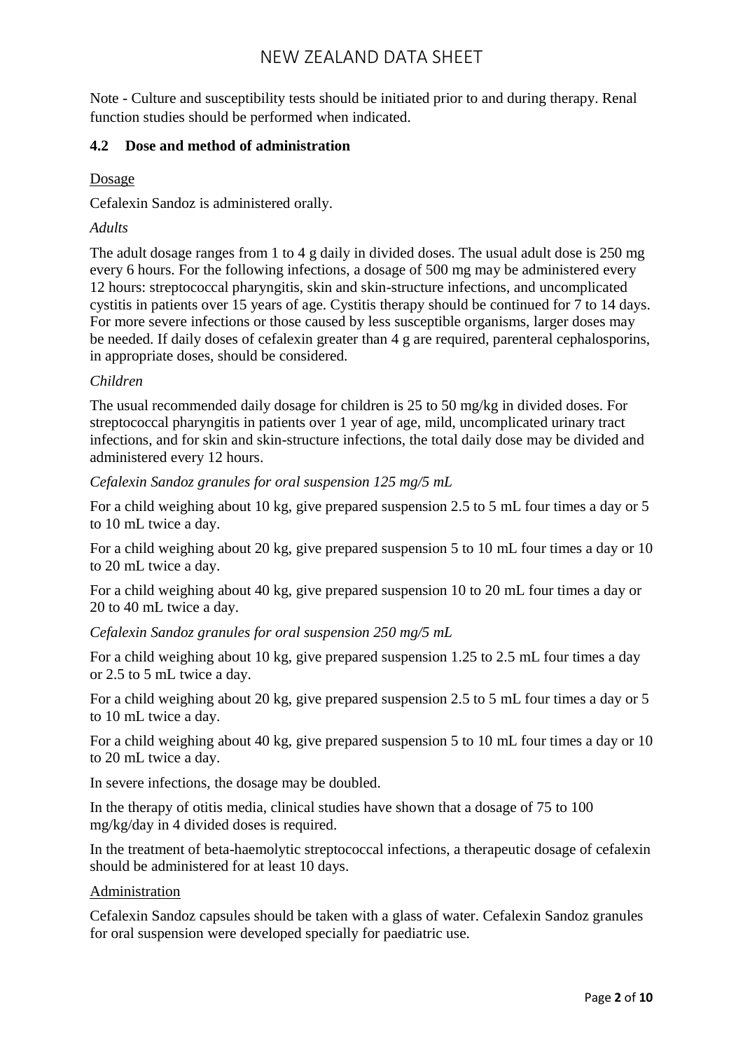Note - Culture and susceptibility tests should be initiated prior to and during therapy. Renal function studies should be performed when indicated.

### 4.2 Dose and method of administration

Dosage

Cefalexin Sandoz is administered orally.

*Adults*

The adult dosage ranges from 1 to 4 g daily in divided doses. The usual adult dose is 250 mg every 6 hours. For the following infections, a dosage of 500 mg may be administered every 12 hours: streptococcal pharyngitis, skin and skin-structure infections, and uncomplicated cystitis in patients over 15 years of age. Cystitis therapy should be continued for 7 to 14 days. For more severe infections or those caused by less susceptible organisms, larger doses may be needed. If daily doses of cefalexin greater than 4 g are required, parenteral cephalosporins, in appropriate doses, should be considered.

*Children*

The usual recommended daily dosage for children is 25 to 50 mg/kg in divided doses. For streptococcal pharyngitis in patients over 1 year of age, mild, uncomplicated urinary tract infections, and for skin and skin-structure infections, the total daily dose may be divided and administered every 12 hours.

*Cefalexin Sandoz granules for oral suspension 125 mg/5 mL*

For a child weighing about 10 kg, give prepared suspension 2.5 to 5 mL four times a day or 5 to 10 mL twice a day.

For a child weighing about 20 kg, give prepared suspension 5 to 10 mL four times a day or 10 to 20 mL twice a day.

For a child weighing about 40 kg, give prepared suspension 10 to 20 mL four times a day or 20 to 40 mL twice a day.

*Cefalexin Sandoz granules for oral suspension 250 mg/5 mL*

For a child weighing about 10 kg, give prepared suspension 1.25 to 2.5 mL four times a day or 2.5 to 5 mL twice a day.

For a child weighing about 20 kg, give prepared suspension 2.5 to 5 mL four times a day or 5 to 10 mL twice a day.

For a child weighing about 40 kg, give prepared suspension 5 to 10 mL four times a day or 10 to 20 mL twice a day.

In severe infections, the dosage may be doubled.

In the therapy of otitis media, clinical studies have shown that a dosage of 75 to 100 mg/kg/day in 4 divided doses is required.

In the treatment of beta-haemolytic streptococcal infections, a therapeutic dosage of cefalexin should be administered for at least 10 days.

Administration

Cefalexin Sandoz capsules should be taken with a glass of water. Cefalexin Sandoz granules for oral suspension were developed specially for paediatric use.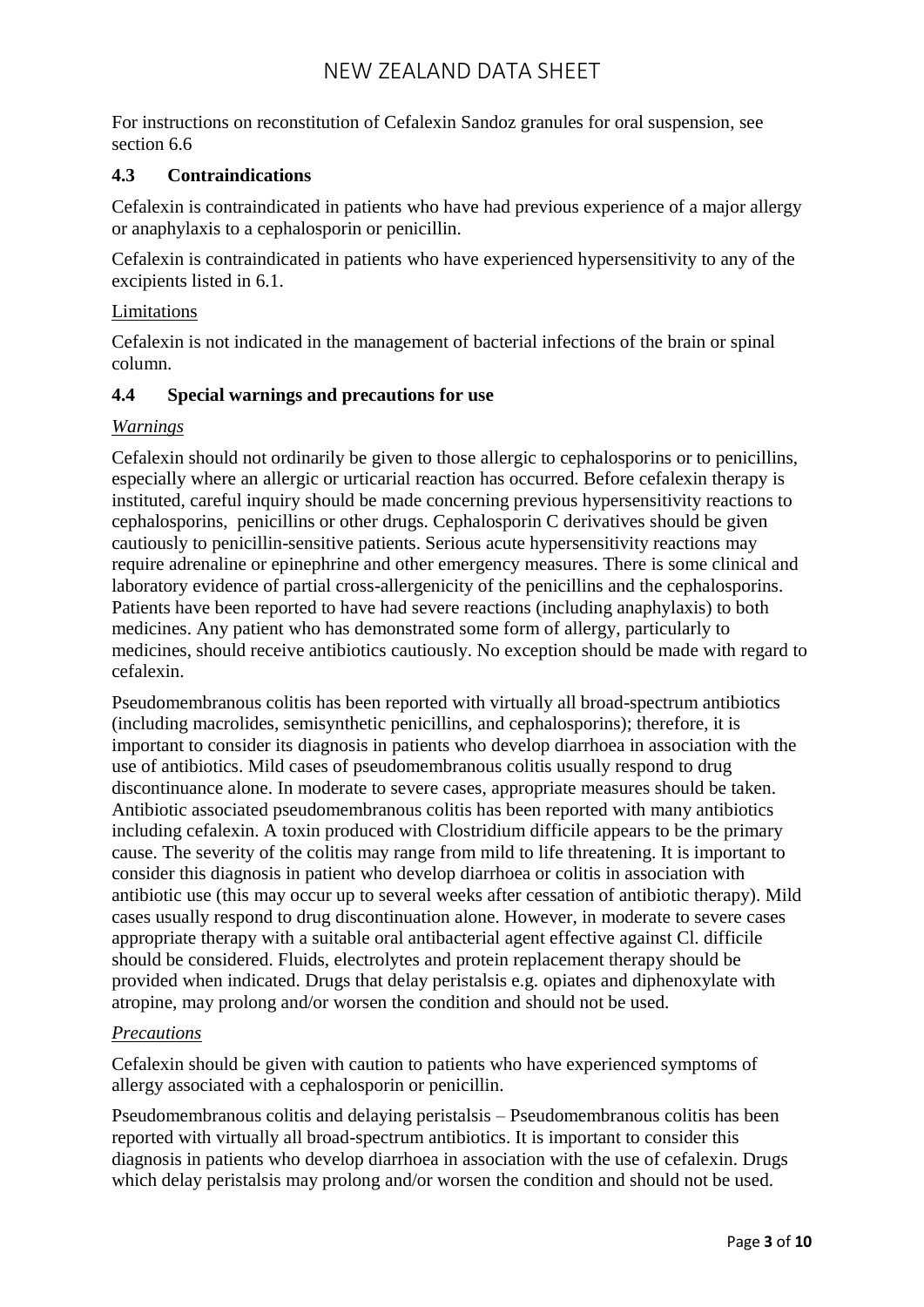For instructions on reconstitution of Cefalexin Sandoz granules for oral suspension, see section 6.6

## 4.3 Contraindications

Cefalexin is contraindicated in patients who have had previous experience of a major allergy or anaphylaxis to a cephalosporin or penicillin.

Cefalexin is contraindicated in patients who have experienced hypersensitivity to any of the excipients listed in 6.1.

Limitations

Cefalexin is not indicated in the management of bacterial infections of the brain or spinal column.

## 4.4 Special warnings and precautions for use

*Warnings*

Cefalexin should not ordinarily be given to those allergic to cephalosporins or to penicillins, especially where an allergic or urticarial reaction has occurred. Before cefalexin therapy is instituted, careful inquiry should be made concerning previous hypersensitivity reactions to cephalosporins, penicillins or other drugs. Cephalosporin C derivatives should be given cautiously to penicillin-sensitive patients. Serious acute hypersensitivity reactions may require adrenaline or epinephrine and other emergency measures. There is some clinical and laboratory evidence of partial cross-allergenicity of the penicillins and the cephalosporins. Patients have been reported to have had severe reactions (including anaphylaxis) to both medicines. Any patient who has demonstrated some form of allergy, particularly to medicines, should receive antibiotics cautiously. No exception should be made with regard to cefalexin.

Pseudomembranous colitis has been reported with virtually all broad-spectrum antibiotics (including macrolides, semisynthetic penicillins, and cephalosporins); therefore, it is important to consider its diagnosis in patients who develop diarrhoea in association with the use of antibiotics. Mild cases of pseudomembranous colitis usually respond to drug discontinuance alone. In moderate to severe cases, appropriate measures should be taken. Antibiotic associated pseudomembranous colitis has been reported with many antibiotics including cefalexin. A toxin produced with Clostridium difficile appears to be the primary cause. The severity of the colitis may range from mild to life threatening. It is important to consider this diagnosis in patient who develop diarrhoea or colitis in association with antibiotic use (this may occur up to several weeks after cessation of antibiotic therapy). Mild cases usually respond to drug discontinuation alone. However, in moderate to severe cases appropriate therapy with a suitable oral antibacterial agent effective against Cl. difficile should be considered. Fluids, electrolytes and protein replacement therapy should be provided when indicated. Drugs that delay peristalsis e.g. opiates and diphenoxylate with atropine, may prolong and/or worsen the condition and should not be used.

*Precautions*

Cefalexin should be given with caution to patients who have experienced symptoms of allergy associated with a cephalosporin or penicillin.

Pseudomembranous colitis and delaying peristalsis – Pseudomembranous colitis has been reported with virtually all broad-spectrum antibiotics. It is important to consider this diagnosis in patients who develop diarrhoea in association with the use of cefalexin. Drugs which delay peristalsis may prolong and/or worsen the condition and should not be used.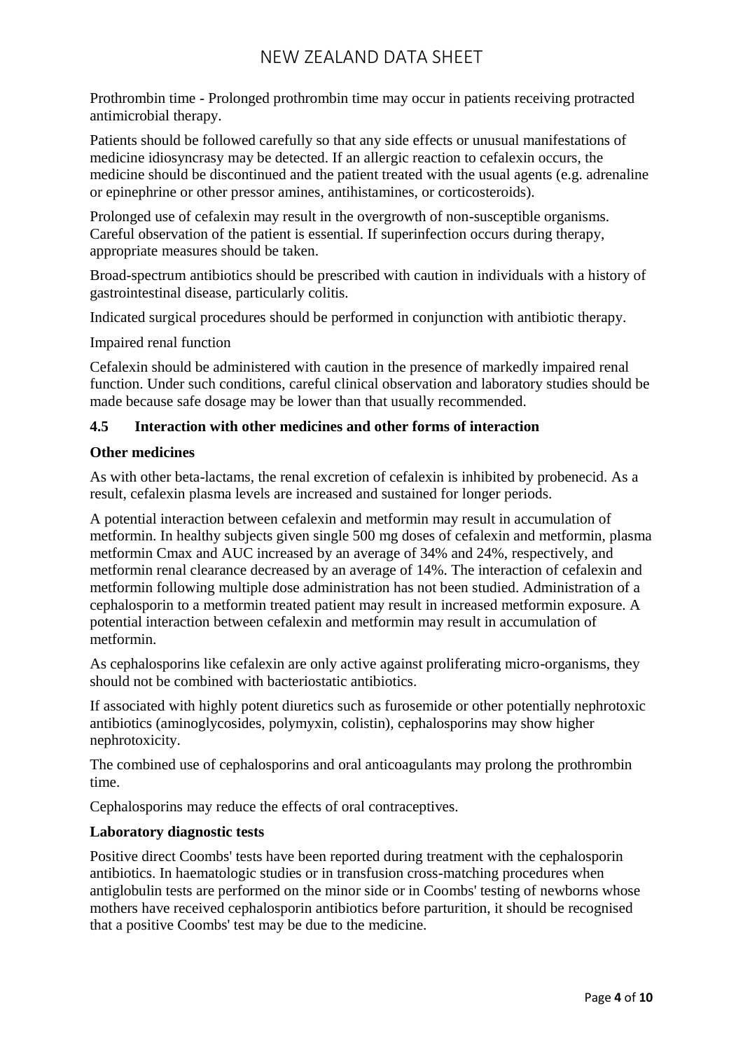Prothrombin time - Prolonged prothrombin time may occur in patients receiving protracted antimicrobial therapy.

Patients should be followed carefully so that any side effects or unusual manifestations of medicine idiosyncrasy may be detected. If an allergic reaction to cefalexin occurs, the medicine should be discontinued and the patient treated with the usual agents (e.g. adrenaline or epinephrine or other pressor amines, antihistamines, or corticosteroids).

Prolonged use of cefalexin may result in the overgrowth of non-susceptible organisms. Careful observation of the patient is essential. If superinfection occurs during therapy, appropriate measures should be taken.

Broad-spectrum antibiotics should be prescribed with caution in individuals with a history of gastrointestinal disease, particularly colitis.

Indicated surgical procedures should be performed in conjunction with antibiotic therapy.

Impaired renal function

Cefalexin should be administered with caution in the presence of markedly impaired renal function. Under such conditions, careful clinical observation and laboratory studies should be made because safe dosage may be lower than that usually recommended.

## 4.5 Interaction with other medicines and other forms of interaction

**Other medicines**

As with other beta-lactams, the renal excretion of cefalexin is inhibited by probenecid. As a result, cefalexin plasma levels are increased and sustained for longer periods.

A potential interaction between cefalexin and metformin may result in accumulation of metformin. In healthy subjects given single 500 mg doses of cefalexin and metformin, plasma metformin Cmax and AUC increased by an average of 34% and 24%, respectively, and metformin renal clearance decreased by an average of 14%. The interaction of cefalexin and metformin following multiple dose administration has not been studied. Administration of a cephalosporin to a metformin treated patient may result in increased metformin exposure. A potential interaction between cefalexin and metformin may result in accumulation of metformin.

As cephalosporins like cefalexin are only active against proliferating micro-organisms, they should not be combined with bacteriostatic antibiotics.

If associated with highly potent diuretics such as furosemide or other potentially nephrotoxic antibiotics (aminoglycosides, polymyxin, colistin), cephalosporins may show higher nephrotoxicity.

The combined use of cephalosporins and oral anticoagulants may prolong the prothrombin time.

Cephalosporins may reduce the effects of oral contraceptives.

**Laboratory diagnostic tests**

Positive direct Coombs' tests have been reported during treatment with the cephalosporin antibiotics. In haematologic studies or in transfusion cross-matching procedures when antiglobulin tests are performed on the minor side or in Coombs' testing of newborns whose mothers have received cephalosporin antibiotics before parturition, it should be recognised that a positive Coombs' test may be due to the medicine.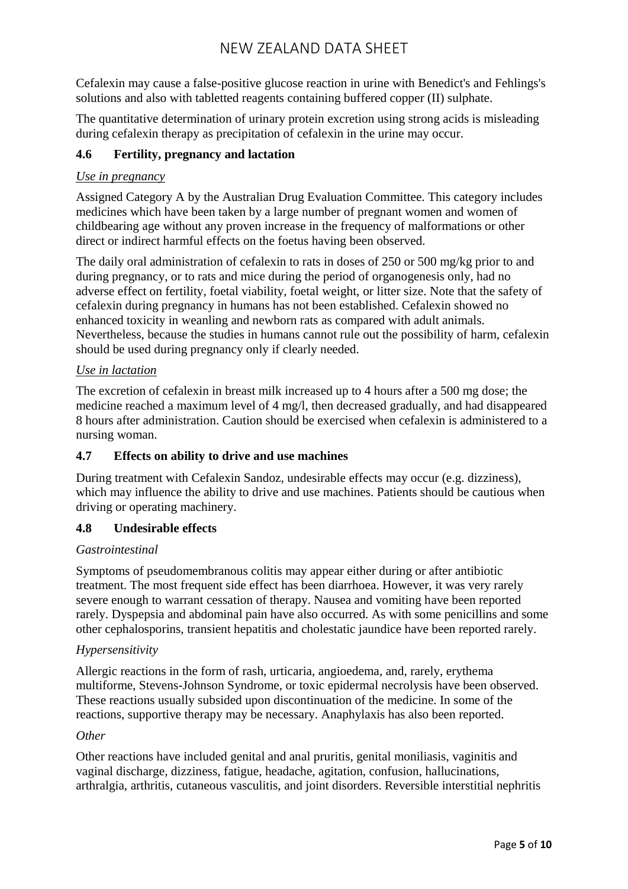Cefalexin may cause a false-positive glucose reaction in urine with Benedict's and Fehlings's solutions and also with tabletted reagents containing buffered copper (II) sulphate.

The quantitative determination of urinary protein excretion using strong acids is misleading during cefalexin therapy as precipitation of cefalexin in the urine may occur.

### 4.6 Fertility, pregnancy and lactation

*Use in pregnancy*

Assigned Category A by the Australian Drug Evaluation Committee. This category includes medicines which have been taken by a large number of pregnant women and women of childbearing age without any proven increase in the frequency of malformations or other direct or indirect harmful effects on the foetus having been observed.

The daily oral administration of cefalexin to rats in doses of 250 or 500 mg/kg prior to and during pregnancy, or to rats and mice during the period of organogenesis only, had no adverse effect on fertility, foetal viability, foetal weight, or litter size. Note that the safety of cefalexin during pregnancy in humans has not been established. Cefalexin showed no enhanced toxicity in weanling and newborn rats as compared with adult animals. Nevertheless, because the studies in humans cannot rule out the possibility of harm, cefalexin should be used during pregnancy only if clearly needed.

*Use in lactation*

The excretion of cefalexin in breast milk increased up to 4 hours after a 500 mg dose; the medicine reached a maximum level of 4 mg/l, then decreased gradually, and had disappeared 8 hours after administration. Caution should be exercised when cefalexin is administered to a nursing woman.

### 4.7 Effects on ability to drive and use machines

During treatment with Cefalexin Sandoz, undesirable effects may occur (e.g. dizziness), which may influence the ability to drive and use machines. Patients should be cautious when driving or operating machinery.

### 4.8 Undesirable effects

*Gastrointestinal*

Symptoms of pseudomembranous colitis may appear either during or after antibiotic treatment. The most frequent side effect has been diarrhoea. However, it was very rarely severe enough to warrant cessation of therapy. Nausea and vomiting have been reported rarely. Dyspepsia and abdominal pain have also occurred. As with some penicillins and some other cephalosporins, transient hepatitis and cholestatic jaundice have been reported rarely.

*Hypersensitivity*

Allergic reactions in the form of rash, urticaria, angioedema, and, rarely, erythema multiforme, Stevens-Johnson Syndrome, or toxic epidermal necrolysis have been observed. These reactions usually subsided upon discontinuation of the medicine. In some of the reactions, supportive therapy may be necessary. Anaphylaxis has also been reported.

*Other*

Other reactions have included genital and anal pruritis, genital moniliasis, vaginitis and vaginal discharge, dizziness, fatigue, headache, agitation, confusion, hallucinations, arthralgia, arthritis, cutaneous vasculitis, and joint disorders. Reversible interstitial nephritis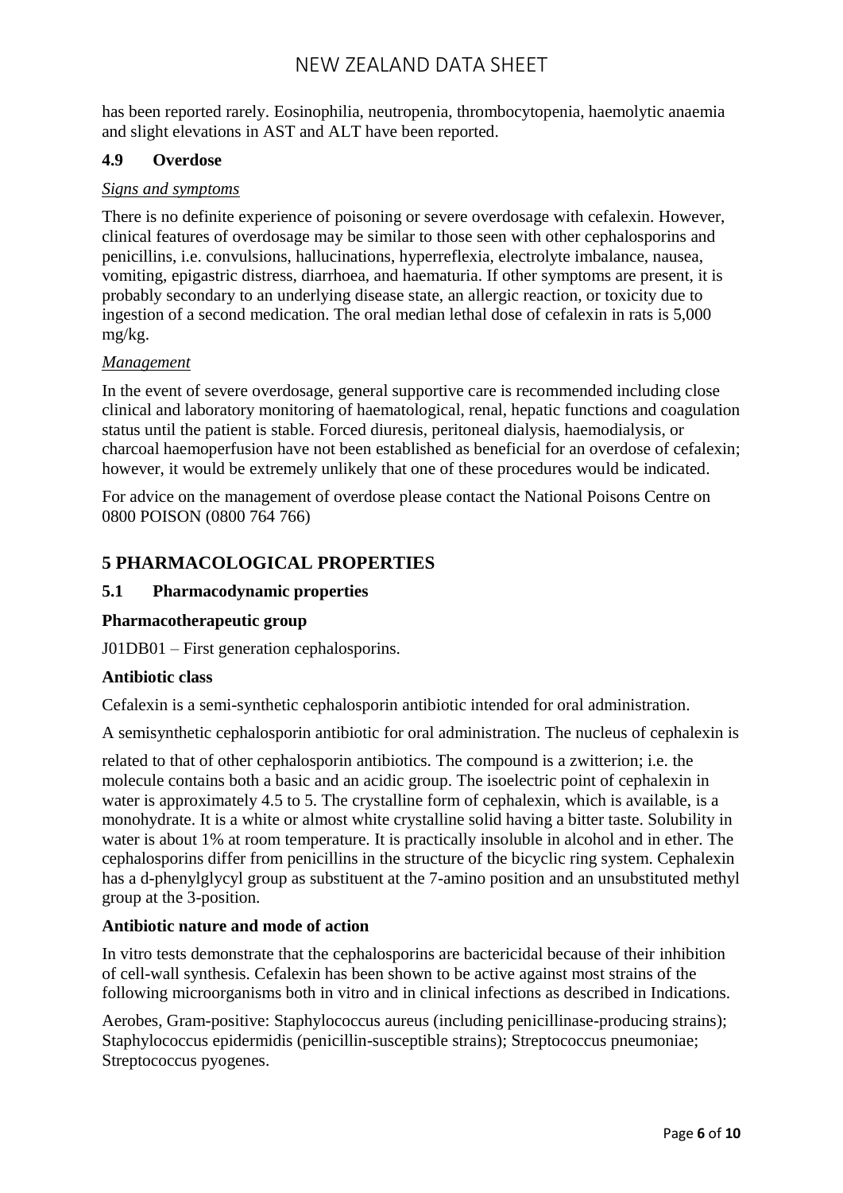has been reported rarely. Eosinophilia, neutropenia, thrombocytopenia, haemolytic anaemia and slight elevations in AST and ALT have been reported.

### 4.9 Overdose

*Signs and symptoms*

There is no definite experience of poisoning or severe overdosage with cefalexin. However, clinical features of overdosage may be similar to those seen with other cephalosporins and penicillins, i.e. convulsions, hallucinations, hyperreflexia, electrolyte imbalance, nausea, vomiting, epigastric distress, diarrhoea, and haematuria. If other symptoms are present, it is probably secondary to an underlying disease state, an allergic reaction, or toxicity due to ingestion of a second medication. The oral median lethal dose of cefalexin in rats is 5,000 mg/kg.

*Management*

In the event of severe overdosage, general supportive care is recommended including close clinical and laboratory monitoring of haematological, renal, hepatic functions and coagulation status until the patient is stable. Forced diuresis, peritoneal dialysis, haemodialysis, or charcoal haemoperfusion have not been established as beneficial for an overdose of cefalexin; however, it would be extremely unlikely that one of these procedures would be indicated.

For advice on the management of overdose please contact the National Poisons Centre on 0800 POISON (0800 764 766)

## 5 PHARMACOLOGICAL PROPERTIES

### 5.1 Pharmacodynamic properties

**Pharmacotherapeutic group**

J01DB01 – First generation cephalosporins.

**Antibiotic class**

Cefalexin is a semi-synthetic cephalosporin antibiotic intended for oral administration.

A semisynthetic cephalosporin antibiotic for oral administration. The nucleus of cephalexin is

related to that of other cephalosporin antibiotics. The compound is a zwitterion; i.e. the molecule contains both a basic and an acidic group. The isoelectric point of cephalexin in water is approximately 4.5 to 5. The crystalline form of cephalexin, which is available, is a monohydrate. It is a white or almost white crystalline solid having a bitter taste. Solubility in water is about 1% at room temperature. It is practically insoluble in alcohol and in ether. The cephalosporins differ from penicillins in the structure of the bicyclic ring system. Cephalexin has a d-phenylglycyl group as substituent at the 7-amino position and an unsubstituted methyl group at the 3-position.

**Antibiotic nature and mode of action**

In vitro tests demonstrate that the cephalosporins are bactericidal because of their inhibition of cell-wall synthesis. Cefalexin has been shown to be active against most strains of the following microorganisms both in vitro and in clinical infections as described in Indications.

Aerobes, Gram-positive: Staphylococcus aureus (including penicillinase-producing strains); Staphylococcus epidermidis (penicillin-susceptible strains); Streptococcus pneumoniae; Streptococcus pyogenes.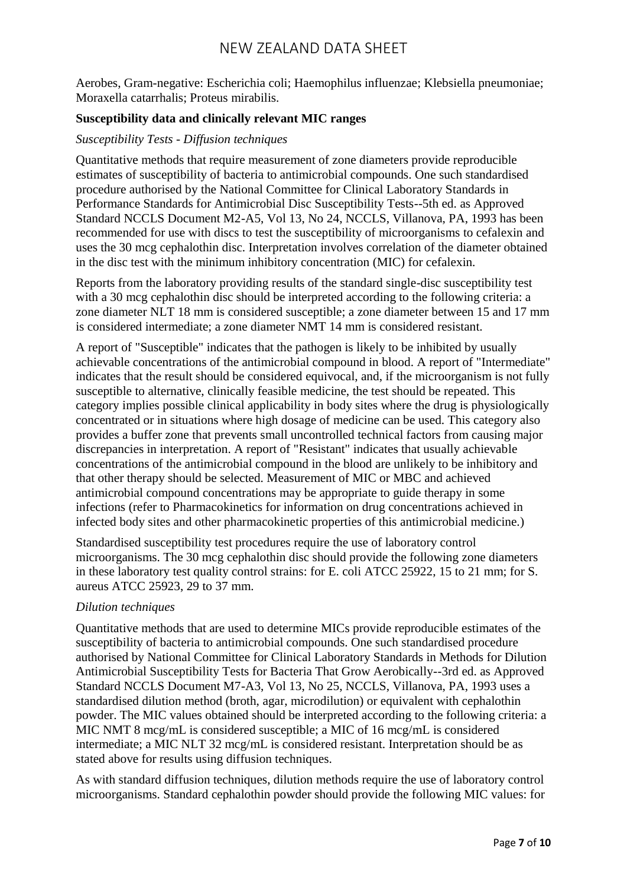Aerobes, Gram-negative: Escherichia coli; Haemophilus influenzae; Klebsiella pneumoniae; Moraxella catarrhalis; Proteus mirabilis.

**Susceptibility data and clinically relevant MIC ranges**

*Susceptibility Tests - Diffusion techniques*

Quantitative methods that require measurement of zone diameters provide reproducible estimates of susceptibility of bacteria to antimicrobial compounds. One such standardised procedure authorised by the National Committee for Clinical Laboratory Standards in Performance Standards for Antimicrobial Disc Susceptibility Tests--5th ed. as Approved Standard NCCLS Document M2-A5, Vol 13, No 24, NCCLS, Villanova, PA, 1993 has been recommended for use with discs to test the susceptibility of microorganisms to cefalexin and uses the 30 mcg cephalothin disc. Interpretation involves correlation of the diameter obtained in the disc test with the minimum inhibitory concentration (MIC) for cefalexin.

Reports from the laboratory providing results of the standard single-disc susceptibility test with a 30 mcg cephalothin disc should be interpreted according to the following criteria: a zone diameter NLT 18 mm is considered susceptible; a zone diameter between 15 and 17 mm is considered intermediate; a zone diameter NMT 14 mm is considered resistant.

A report of "Susceptible" indicates that the pathogen is likely to be inhibited by usually achievable concentrations of the antimicrobial compound in blood. A report of "Intermediate" indicates that the result should be considered equivocal, and, if the microorganism is not fully susceptible to alternative, clinically feasible medicine, the test should be repeated. This category implies possible clinical applicability in body sites where the drug is physiologically concentrated or in situations where high dosage of medicine can be used. This category also provides a buffer zone that prevents small uncontrolled technical factors from causing major discrepancies in interpretation. A report of "Resistant" indicates that usually achievable concentrations of the antimicrobial compound in the blood are unlikely to be inhibitory and that other therapy should be selected. Measurement of MIC or MBC and achieved antimicrobial compound concentrations may be appropriate to guide therapy in some infections (refer to Pharmacokinetics for information on drug concentrations achieved in infected body sites and other pharmacokinetic properties of this antimicrobial medicine.)

Standardised susceptibility test procedures require the use of laboratory control microorganisms. The 30 mcg cephalothin disc should provide the following zone diameters in these laboratory test quality control strains: for E. coli ATCC 25922, 15 to 21 mm; for S. aureus ATCC 25923, 29 to 37 mm.

*Dilution techniques*

Quantitative methods that are used to determine MICs provide reproducible estimates of the susceptibility of bacteria to antimicrobial compounds. One such standardised procedure authorised by National Committee for Clinical Laboratory Standards in Methods for Dilution Antimicrobial Susceptibility Tests for Bacteria That Grow Aerobically--3rd ed. as Approved Standard NCCLS Document M7-A3, Vol 13, No 25, NCCLS, Villanova, PA, 1993 uses a standardised dilution method (broth, agar, microdilution) or equivalent with cephalothin powder. The MIC values obtained should be interpreted according to the following criteria: a MIC NMT 8 mcg/mL is considered susceptible; a MIC of 16 mcg/mL is considered intermediate; a MIC NLT 32 mcg/mL is considered resistant. Interpretation should be as stated above for results using diffusion techniques.

As with standard diffusion techniques, dilution methods require the use of laboratory control microorganisms. Standard cephalothin powder should provide the following MIC values: for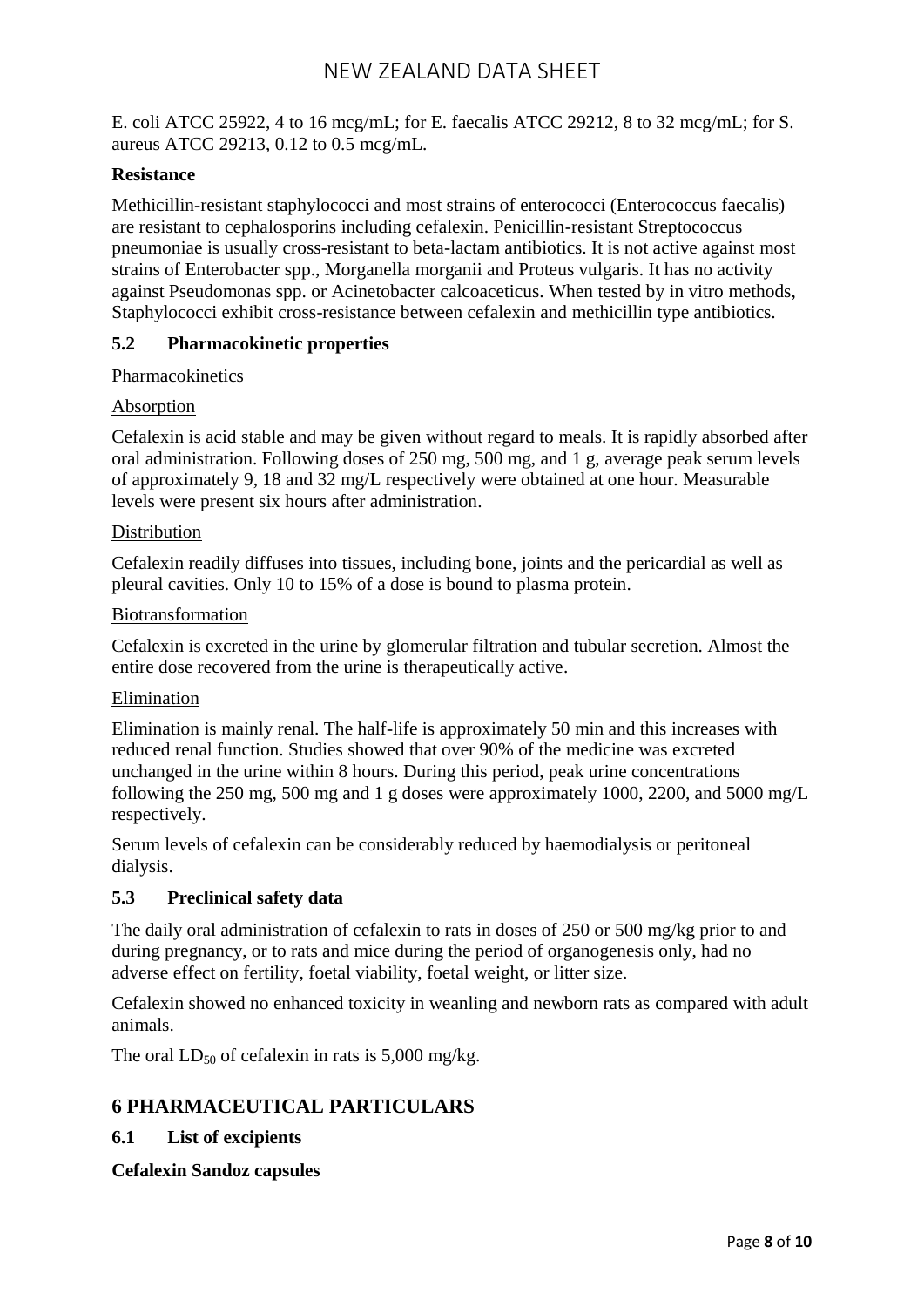E. coli ATCC 25922, 4 to 16 mcg/mL; for E. faecalis ATCC 29212, 8 to 32 mcg/mL; for S. aureus ATCC 29213, 0.12 to 0.5 mcg/mL.

**Resistance**

Methicillin-resistant staphylococci and most strains of enterococci (Enterococcus faecalis) are resistant to cephalosporins including cefalexin. Penicillin-resistant Streptococcus pneumoniae is usually cross-resistant to beta-lactam antibiotics. It is not active against most strains of Enterobacter spp., Morganella morganii and Proteus vulgaris. It has no activity against Pseudomonas spp. or Acinetobacter calcoaceticus. When tested by in vitro methods, Staphylococci exhibit cross-resistance between cefalexin and methicillin type antibiotics.

### 5.2 Pharmacokinetic properties

Pharmacokinetics

Absorption

Cefalexin is acid stable and may be given without regard to meals. It is rapidly absorbed after oral administration. Following doses of 250 mg, 500 mg, and 1 g, average peak serum levels of approximately 9, 18 and 32 mg/L respectively were obtained at one hour. Measurable levels were present six hours after administration.

Distribution

Cefalexin readily diffuses into tissues, including bone, joints and the pericardial as well as pleural cavities. Only 10 to 15% of a dose is bound to plasma protein.

Biotransformation

Cefalexin is excreted in the urine by glomerular filtration and tubular secretion. Almost the entire dose recovered from the urine is therapeutically active.

Elimination

Elimination is mainly renal. The half-life is approximately 50 min and this increases with reduced renal function. Studies showed that over 90% of the medicine was excreted unchanged in the urine within 8 hours. During this period, peak urine concentrations following the 250 mg, 500 mg and 1 g doses were approximately 1000, 2200, and 5000 mg/L respectively.

Serum levels of cefalexin can be considerably reduced by haemodialysis or peritoneal dialysis.

### 5.3 Preclinical safety data

The daily oral administration of cefalexin to rats in doses of 250 or 500 mg/kg prior to and during pregnancy, or to rats and mice during the period of organogenesis only, had no adverse effect on fertility, foetal viability, foetal weight, or litter size.

Cefalexin showed no enhanced toxicity in weanling and newborn rats as compared with adult animals.

The oral $LD_{50}$ of cefalexin in rats is 5,000 mg/kg.

## 6 PHARMACEUTICAL PARTICULARS

### 6.1 List of excipients

**Cefalexin Sandoz capsules**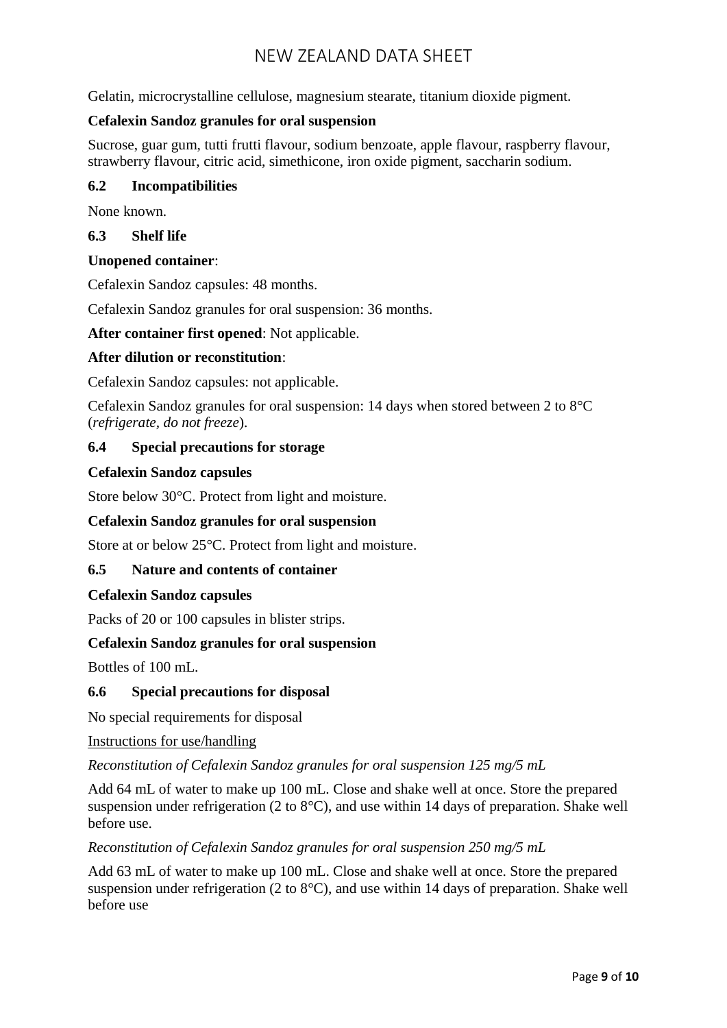Gelatin, microcrystalline cellulose, magnesium stearate, titanium dioxide pigment.

**Cefalexin Sandoz granules for oral suspension**

Sucrose, guar gum, tutti frutti flavour, sodium benzoate, apple flavour, raspberry flavour, strawberry flavour, citric acid, simethicone, iron oxide pigment, saccharin sodium.

### 6.2 Incompatibilities

None known.

### 6.3 Shelf life

**Unopened container**:

Cefalexin Sandoz capsules: 48 months.

Cefalexin Sandoz granules for oral suspension: 36 months.

**After container first opened**: Not applicable.

**After dilution or reconstitution**:

Cefalexin Sandoz capsules: not applicable.

Cefalexin Sandoz granules for oral suspension: 14 days when stored between 2 to 8°C (*refrigerate, do not freeze*).

### 6.4 Special precautions for storage

**Cefalexin Sandoz capsules**

Store below 30°C. Protect from light and moisture.

**Cefalexin Sandoz granules for oral suspension**

Store at or below 25°C. Protect from light and moisture.

### 6.5 Nature and contents of container

**Cefalexin Sandoz capsules**

Packs of 20 or 100 capsules in blister strips.

**Cefalexin Sandoz granules for oral suspension**

Bottles of 100 mL.

### 6.6 Special precautions for disposal

No special requirements for disposal

Instructions for use/handling

*Reconstitution of Cefalexin Sandoz granules for oral suspension 125 mg/5 mL*

Add 64 mL of water to make up 100 mL. Close and shake well at once. Store the prepared suspension under refrigeration (2 to 8°C), and use within 14 days of preparation. Shake well before use.

*Reconstitution of Cefalexin Sandoz granules for oral suspension 250 mg/5 mL*

Add 63 mL of water to make up 100 mL. Close and shake well at once. Store the prepared suspension under refrigeration (2 to 8°C), and use within 14 days of preparation. Shake well before use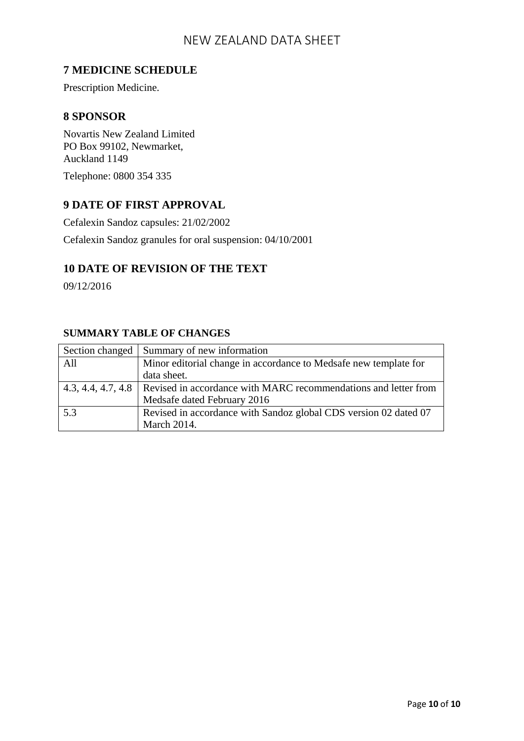## 7 MEDICINE SCHEDULE

Prescription Medicine.

## 8 SPONSOR

Novartis New Zealand Limited
PO Box 99102, Newmarket,
Auckland 1149

Telephone: 0800 354 335

## 9 DATE OF FIRST APPROVAL

Cefalexin Sandoz capsules: 21/02/2002

Cefalexin Sandoz granules for oral suspension: 04/10/2001

## 10 DATE OF REVISION OF THE TEXT

09/12/2016

### SUMMARY TABLE OF CHANGES

| Section changed | Summary of new information |
|---|---|
| All | Minor editorial change in accordance to Medsafe new template for data sheet. |
| 4.3, 4.4, 4.7, 4.8 | Revised in accordance with MARC recommendations and letter from Medsafe dated February 2016 |
| 5.3 | Revised in accordance with Sandoz global CDS version 02 dated 07 March 2014. |